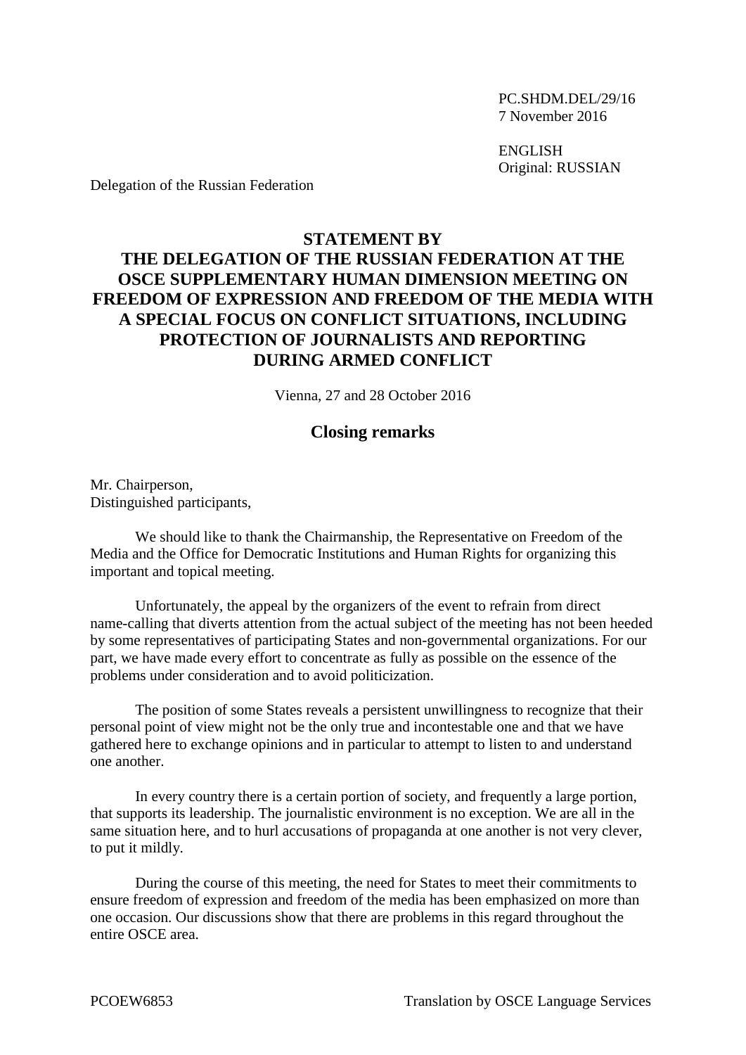PC.SHDM.DEL/29/16
7 November 2016

ENGLISH
Original: RUSSIAN

Delegation of the Russian Federation

# STATEMENT BY THE DELEGATION OF THE RUSSIAN FEDERATION AT THE OSCE SUPPLEMENTARY HUMAN DIMENSION MEETING ON FREEDOM OF EXPRESSION AND FREEDOM OF THE MEDIA WITH A SPECIAL FOCUS ON CONFLICT SITUATIONS, INCLUDING PROTECTION OF JOURNALISTS AND REPORTING DURING ARMED CONFLICT

Vienna, 27 and 28 October 2016

## Closing remarks

Mr. Chairperson,
Distinguished participants,

We should like to thank the Chairmanship, the Representative on Freedom of the Media and the Office for Democratic Institutions and Human Rights for organizing this important and topical meeting.

Unfortunately, the appeal by the organizers of the event to refrain from direct name-calling that diverts attention from the actual subject of the meeting has not been heeded by some representatives of participating States and non-governmental organizations. For our part, we have made every effort to concentrate as fully as possible on the essence of the problems under consideration and to avoid politicization.

The position of some States reveals a persistent unwillingness to recognize that their personal point of view might not be the only true and incontestable one and that we have gathered here to exchange opinions and in particular to attempt to listen to and understand one another.

In every country there is a certain portion of society, and frequently a large portion, that supports its leadership. The journalistic environment is no exception. We are all in the same situation here, and to hurl accusations of propaganda at one another is not very clever, to put it mildly.

During the course of this meeting, the need for States to meet their commitments to ensure freedom of expression and freedom of the media has been emphasized on more than one occasion. Our discussions show that there are problems in this regard throughout the entire OSCE area.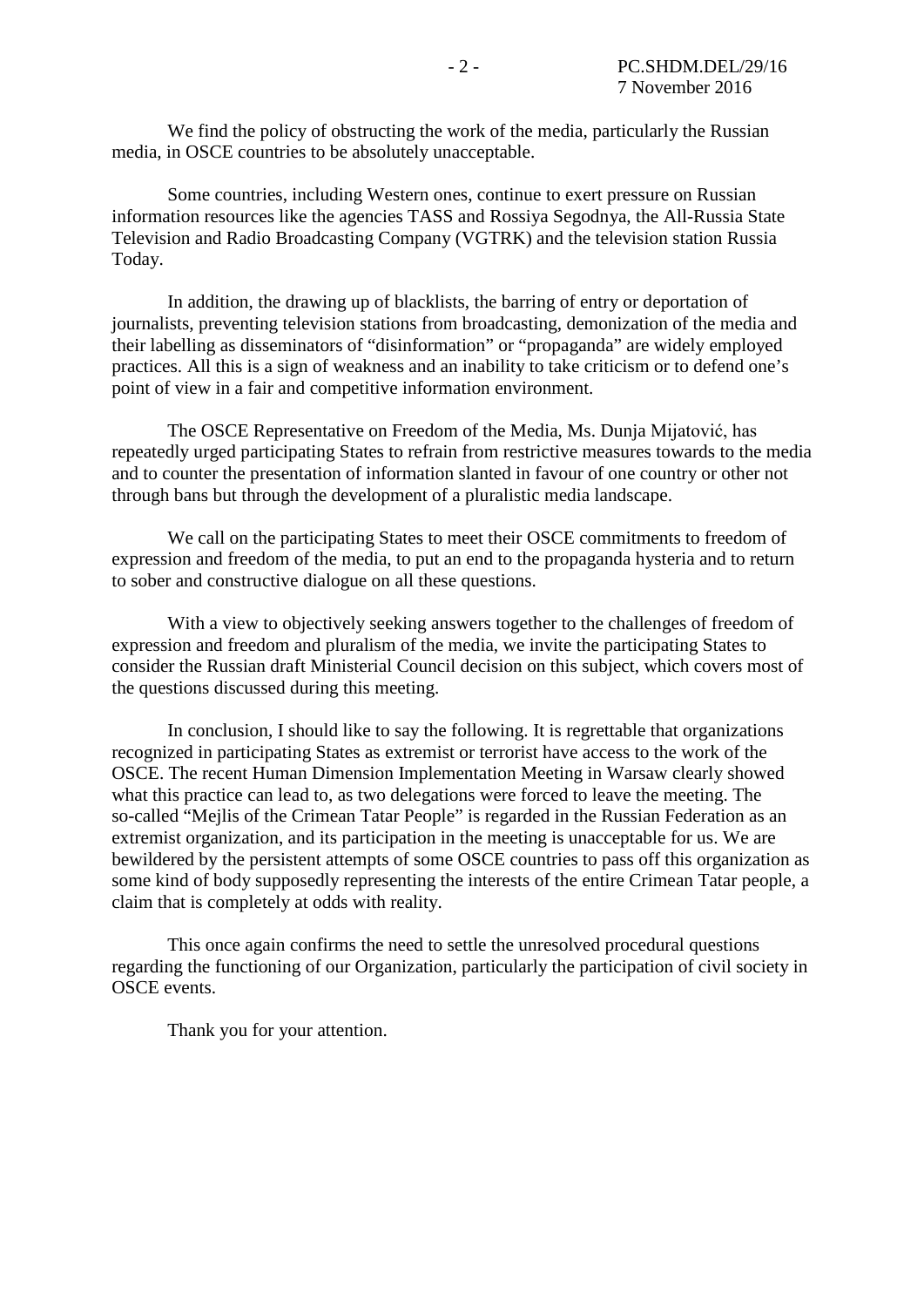We find the policy of obstructing the work of the media, particularly the Russian media, in OSCE countries to be absolutely unacceptable.

Some countries, including Western ones, continue to exert pressure on Russian information resources like the agencies TASS and Rossiya Segodnya, the All-Russia State Television and Radio Broadcasting Company (VGTRK) and the television station Russia Today.

In addition, the drawing up of blacklists, the barring of entry or deportation of journalists, preventing television stations from broadcasting, demonization of the media and their labelling as disseminators of "disinformation" or "propaganda" are widely employed practices. All this is a sign of weakness and an inability to take criticism or to defend one's point of view in a fair and competitive information environment.

The OSCE Representative on Freedom of the Media, Ms. Dunja Mijatović, has repeatedly urged participating States to refrain from restrictive measures towards to the media and to counter the presentation of information slanted in favour of one country or other not through bans but through the development of a pluralistic media landscape.

We call on the participating States to meet their OSCE commitments to freedom of expression and freedom of the media, to put an end to the propaganda hysteria and to return to sober and constructive dialogue on all these questions.

With a view to objectively seeking answers together to the challenges of freedom of expression and freedom and pluralism of the media, we invite the participating States to consider the Russian draft Ministerial Council decision on this subject, which covers most of the questions discussed during this meeting.

In conclusion, I should like to say the following. It is regrettable that organizations recognized in participating States as extremist or terrorist have access to the work of the OSCE. The recent Human Dimension Implementation Meeting in Warsaw clearly showed what this practice can lead to, as two delegations were forced to leave the meeting. The so-called "Mejlis of the Crimean Tatar People" is regarded in the Russian Federation as an extremist organization, and its participation in the meeting is unacceptable for us. We are bewildered by the persistent attempts of some OSCE countries to pass off this organization as some kind of body supposedly representing the interests of the entire Crimean Tatar people, a claim that is completely at odds with reality.

This once again confirms the need to settle the unresolved procedural questions regarding the functioning of our Organization, particularly the participation of civil society in OSCE events.

Thank you for your attention.